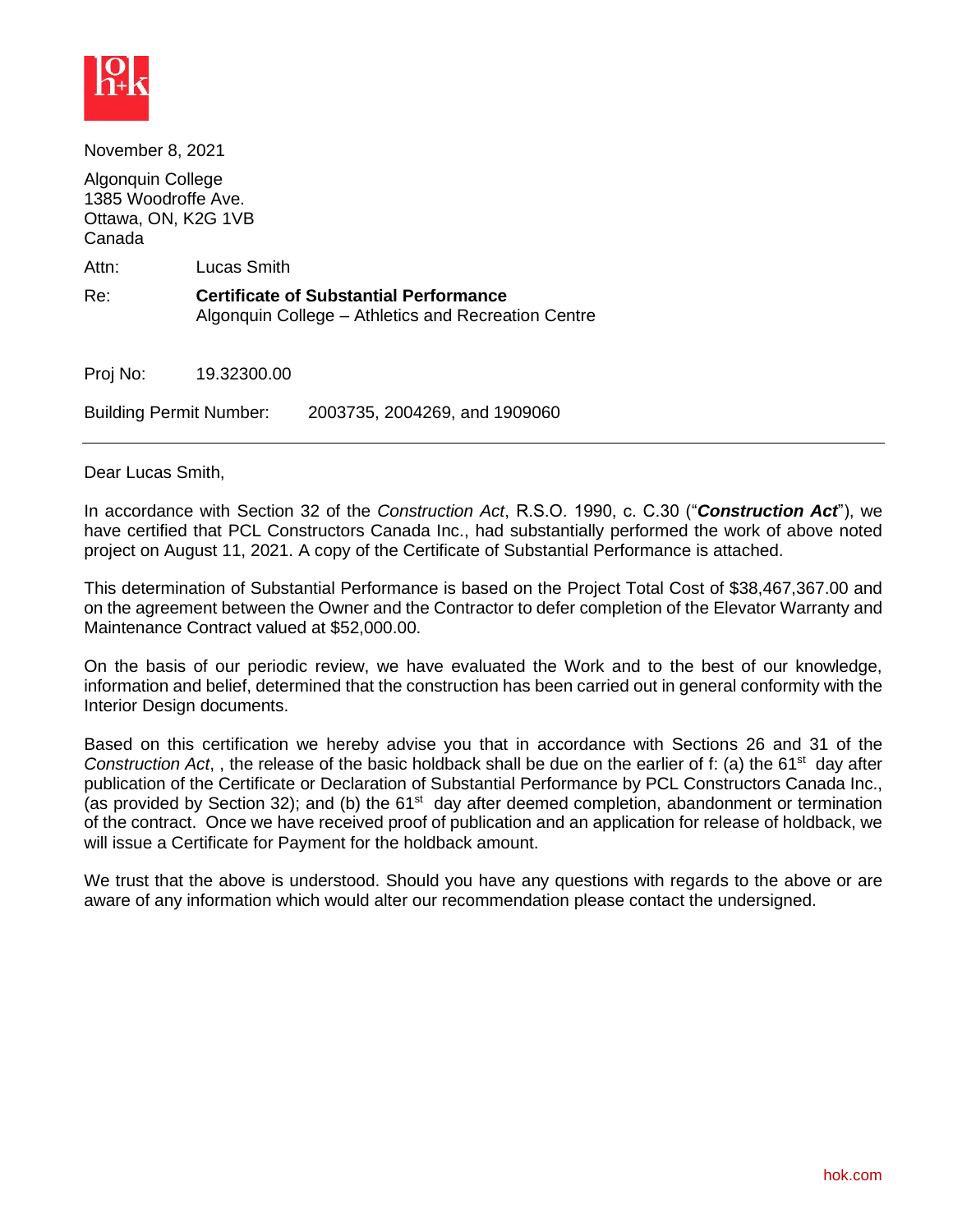November 8, 2021

Algonquin College
1385 Woodroffe Ave.
Ottawa, ON, K2G 1VB
Canada

Attn: Lucas Smith

Re: **Certificate of Substantial Performance**
Algonquin College – Athletics and Recreation Centre

Proj No: 19.32300.00

Building Permit Number: 2003735, 2004269, and 1909060

---

Dear Lucas Smith,

In accordance with Section 32 of the *Construction Act*, R.S.O. 1990, c. C.30 ("***Construction Act***"), we have certified that PCL Constructors Canada Inc., had substantially performed the work of above noted project on August 11, 2021. A copy of the Certificate of Substantial Performance is attached.

This determination of Substantial Performance is based on the Project Total Cost of $38,467,367.00 and on the agreement between the Owner and the Contractor to defer completion of the Elevator Warranty and Maintenance Contract valued at $52,000.00.

On the basis of our periodic review, we have evaluated the Work and to the best of our knowledge, information and belief, determined that the construction has been carried out in general conformity with the Interior Design documents.

Based on this certification we hereby advise you that in accordance with Sections 26 and 31 of the *Construction Act*, , the release of the basic holdback shall be due on the earlier of f: (a) the 61st day after publication of the Certificate or Declaration of Substantial Performance by PCL Constructors Canada Inc., (as provided by Section 32); and (b) the 61st day after deemed completion, abandonment or termination of the contract. Once we have received proof of publication and an application for release of holdback, we will issue a Certificate for Payment for the holdback amount.

We trust that the above is understood. Should you have any questions with regards to the above or are aware of any information which would alter our recommendation please contact the undersigned.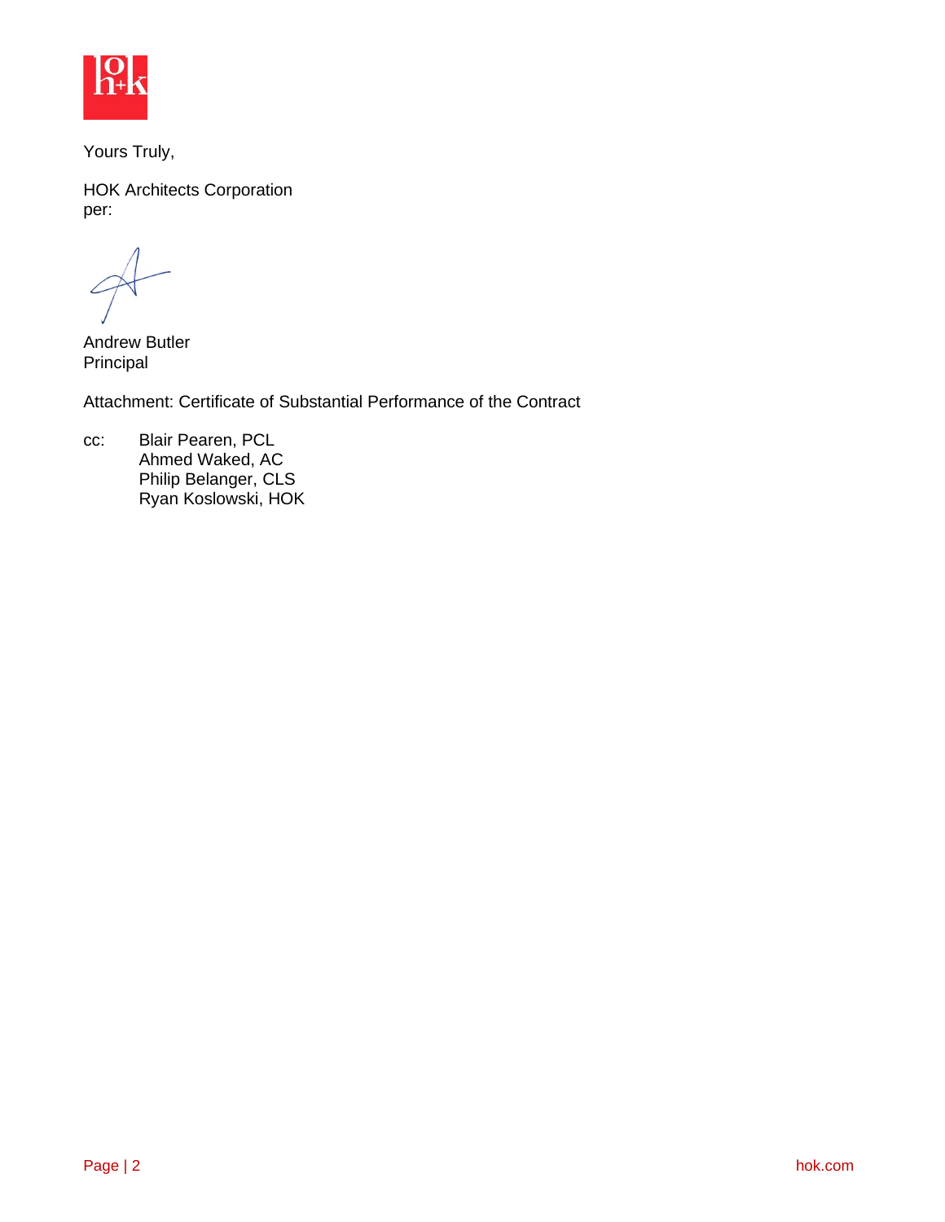Yours Truly,

HOK Architects Corporation
per:

Andrew Butler
Principal

Attachment: Certificate of Substantial Performance of the Contract

cc: Blair Pearen, PCL
Ahmed Waked, AC
Philip Belanger, CLS
Ryan Koslowski, HOK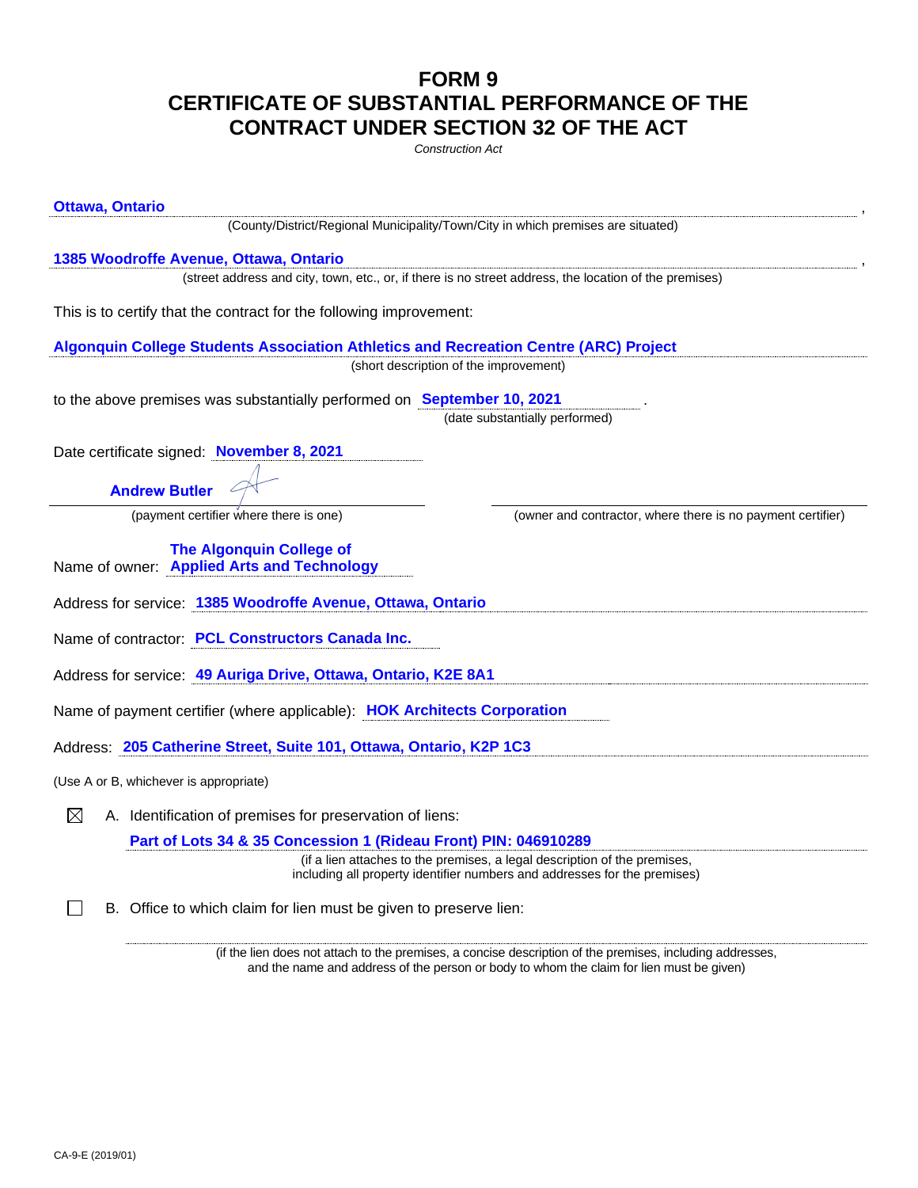# FORM 9
# CERTIFICATE OF SUBSTANTIAL PERFORMANCE OF THE CONTRACT UNDER SECTION 32 OF THE ACT

*Construction Act*

**Ottawa, Ontario** ,
(County/District/Regional Municipality/Town/City in which premises are situated)

**1385 Woodroffe Avenue, Ottawa, Ontario** ,
(street address and city, town, etc., or, if there is no street address, the location of the premises)

This is to certify that the contract for the following improvement:

**Algonquin College Students Association Athletics and Recreation Centre (ARC) Project**
(short description of the improvement)

to the above premises was substantially performed on **September 10, 2021** .
(date substantially performed)

Date certificate signed: **November 8, 2021**

**Andrew Butler**
(payment certifier where there is one)

(owner and contractor, where there is no payment certifier)

Name of owner: **The Algonquin College of Applied Arts and Technology**

Address for service: **1385 Woodroffe Avenue, Ottawa, Ontario**

Name of contractor: **PCL Constructors Canada Inc.**

Address for service: **49 Auriga Drive, Ottawa, Ontario, K2E 8A1**

Name of payment certifier (where applicable): **HOK Architects Corporation**

Address: **205 Catherine Street, Suite 101, Ottawa, Ontario, K2P 1C3**

(Use A or B, whichever is appropriate)

☒ A. Identification of premises for preservation of liens:

**Part of Lots 34 & 35 Concession 1 (Rideau Front) PIN: 046910289**
(if a lien attaches to the premises, a legal description of the premises, including all property identifier numbers and addresses for the premises)

☐ B. Office to which claim for lien must be given to preserve lien:

(if the lien does not attach to the premises, a concise description of the premises, including addresses, and the name and address of the person or body to whom the claim for lien must be given)

CA-9-E (2019/01)